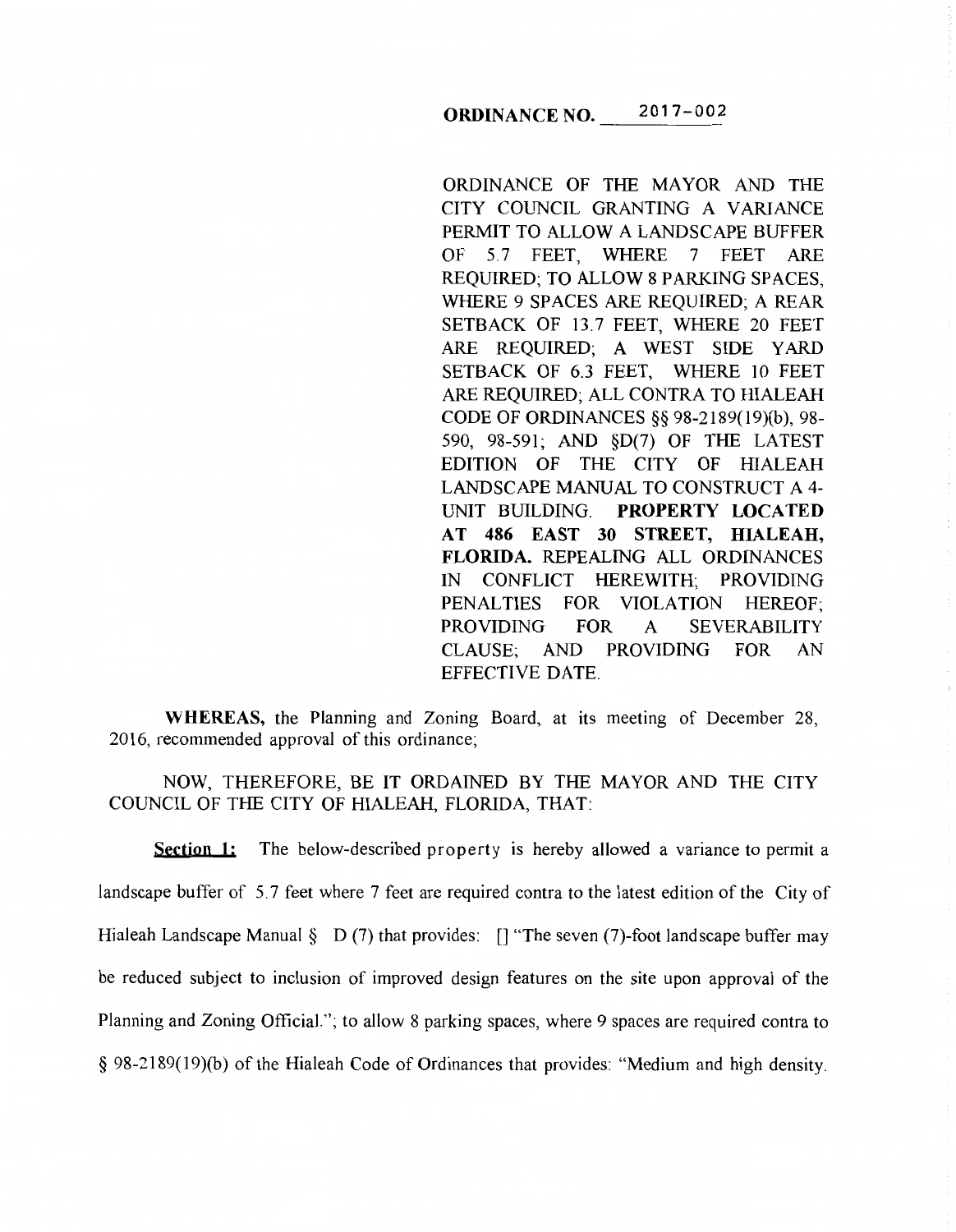**ORDINANCE NO. 2017-002**

ORDINANCE OF THE MAYOR AND THE CITY COUNCIL GRANTING A VARIANCE PERMIT TO ALLOW A LANDSCAPE BUFFER OF 5.7 FEET, WHERE 7 FEET ARE REQUIRED; TO ALLOW 8 PARKING SPACES, WHERE 9 SPACES ARE REQUIRED; A REAR SETBACK OF 13.7 FEET, WHERE 20 FEET ARE REQUIRED; A WEST SIDE YARD SETBACK OF 6.3 FEET, WHERE 10 FEET ARE REQUIRED; ALL CONTRA TO HIALEAH CODE OF ORDINANCES §§ 98-2189(19)(b), 98-590, 98-591; AND §D(7) OF THE LATEST EDITION OF THE CITY OF HIALEAH LANDSCAPE MANUAL TO CONSTRUCT A 4-UNIT BUILDING. **PROPERTY LOCATED AT 486 EAST 30 STREET, HIALEAH, FLORIDA.** REPEALING ALL ORDINANCES IN CONFLICT HEREWITH; PROVIDING PENALTIES FOR VIOLATION HEREOF; PROVIDING FOR A SEVERABILITY CLAUSE; AND PROVIDING FOR AN EFFECTIVE DATE.

**WHEREAS,** the Planning and Zoning Board, at its meeting of December 28, 2016, recommended approval of this ordinance;

NOW, THEREFORE, BE IT ORDAINED BY THE MAYOR AND THE CITY COUNCIL OF THE CITY OF HIALEAH, FLORIDA, THAT:

**Section 1:** The below-described property is hereby allowed a variance to permit a landscape buffer of 5.7 feet where 7 feet are required contra to the latest edition of the City of Hialeah Landscape Manual § D (7) that provides: [] "The seven (7)-foot landscape buffer may be reduced subject to inclusion of improved design features on the site upon approval of the Planning and Zoning Official."; to allow 8 parking spaces, where 9 spaces are required contra to § 98-2189(19)(b) of the Hialeah Code of Ordinances that provides: "Medium and high density.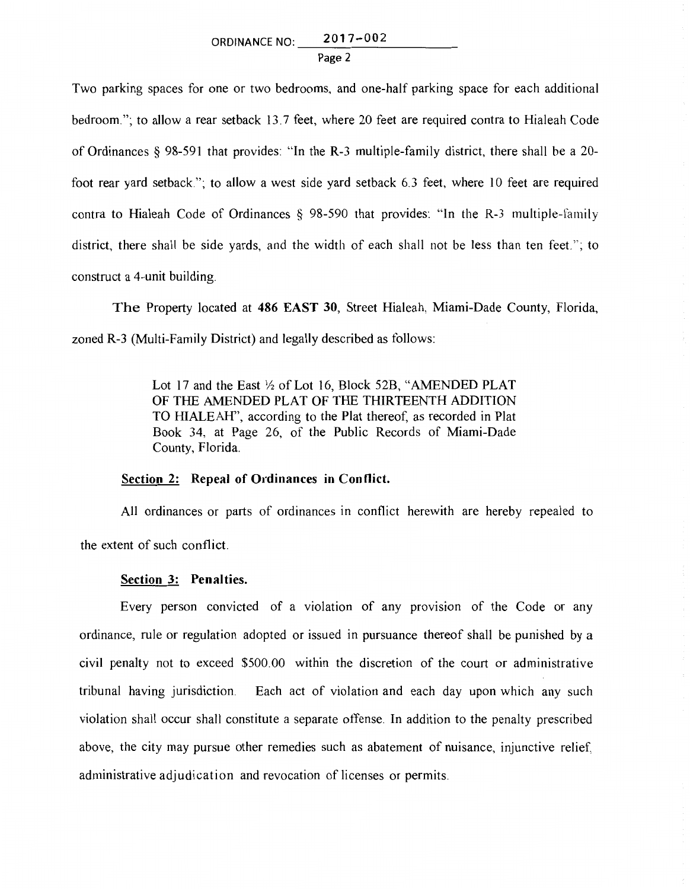Two parking spaces for one or two bedrooms, and one-half parking space for each additional bedroom."; to allow a rear setback 13.7 feet, where 20 feet are required contra to Hialeah Code of Ordinances § 98-591 that provides: "In the R-3 multiple-family district, there shall be a 20-foot rear yard setback."; to allow a west side yard setback 6.3 feet, where 10 feet are required contra to Hialeah Code of Ordinances § 98-590 that provides: "In the R-3 multiple-family district, there shall be side yards, and the width of each shall not be less than ten feet."; to construct a 4-unit building.

The Property located at **486 EAST 30**, Street Hialeah, Miami-Dade County, Florida, zoned R-3 (Multi-Family District) and legally described as follows:

> Lot 17 and the East ½ of Lot 16, Block 52B, "AMENDED PLAT OF THE AMENDED PLAT OF THE THIRTEENTH ADDITION TO HIALEAH", according to the Plat thereof, as recorded in Plat Book 34, at Page 26, of the Public Records of Miami-Dade County, Florida.

**Section 2: Repeal of Ordinances in Conflict.**

All ordinances or parts of ordinances in conflict herewith are hereby repealed to the extent of such conflict.

**Section 3: Penalties.**

Every person convicted of a violation of any provision of the Code or any ordinance, rule or regulation adopted or issued in pursuance thereof shall be punished by a civil penalty not to exceed $500.00 within the discretion of the court or administrative tribunal having jurisdiction. Each act of violation and each day upon which any such violation shall occur shall constitute a separate offense. In addition to the penalty prescribed above, the city may pursue other remedies such as abatement of nuisance, injunctive relief, administrative adjudication and revocation of licenses or permits.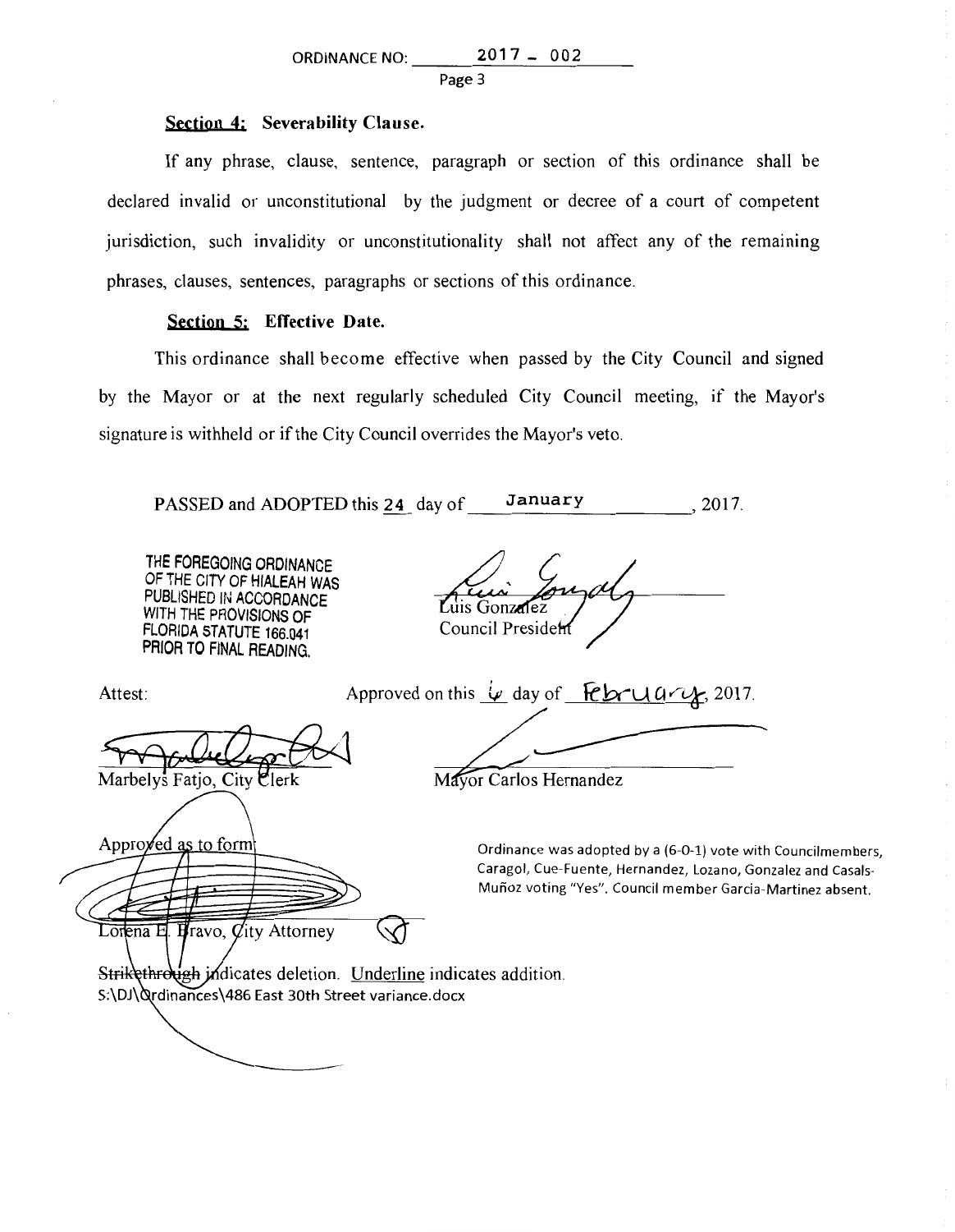ORDINANCE NO: 2017 – 002

**Section 4: Severability Clause.**

If any phrase, clause, sentence, paragraph or section of this ordinance shall be declared invalid or unconstitutional by the judgment or decree of a court of competent jurisdiction, such invalidity or unconstitutionality shall not affect any of the remaining phrases, clauses, sentences, paragraphs or sections of this ordinance.

**Section 5: Effective Date.**

This ordinance shall become effective when passed by the City Council and signed by the Mayor or at the next regularly scheduled City Council meeting, if the Mayor's signature is withheld or if the City Council overrides the Mayor's veto.

PASSED and ADOPTED this 24 day of January, 2017.

THE FOREGOING ORDINANCE OF THE CITY OF HIALEAH WAS PUBLISHED IN ACCORDANCE WITH THE PROVISIONS OF FLORIDA STATUTE 166.041 PRIOR TO FINAL READING.

Luis Gonzalez
Council President

Attest:

Approved on this 6 day of February, 2017.

Marbelys Fatjo, City Clerk

Mayor Carlos Hernandez

Approved as to form

Lorena E. Bravo, City Attorney

Ordinance was adopted by a (6-0-1) vote with Councilmembers, Caragol, Cue-Fuente, Hernandez, Lozano, Gonzalez and Casals-Muñoz voting "Yes". Council member Garcia-Martinez absent.

~~Strikethrough~~ indicates deletion. <u>Underline</u> indicates addition.
S:\DJ\Ordinances\486 East 30th Street variance.docx